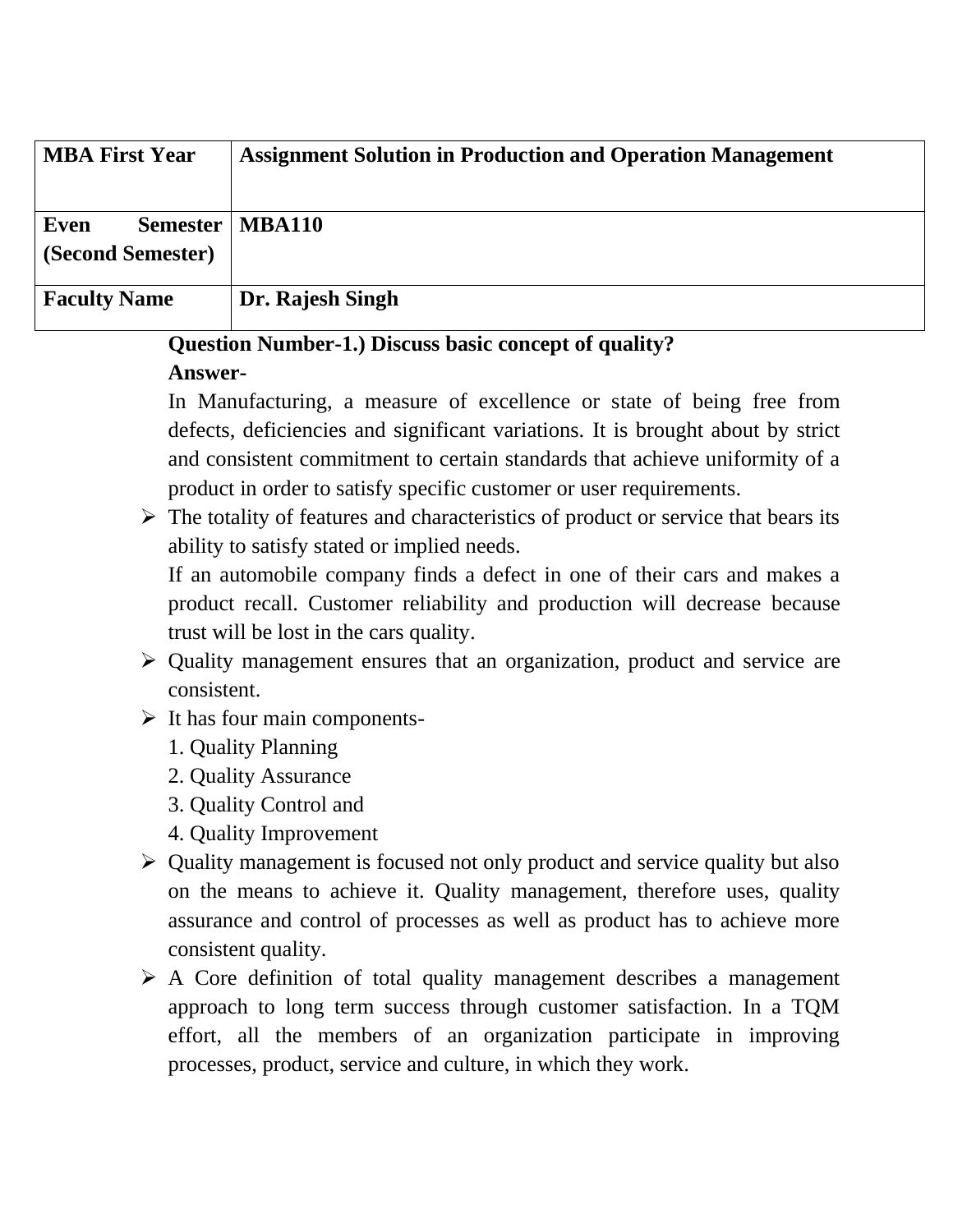| MBA First Year | Assignment Solution in Production and Operation Management |
|---|---|
| Even Semester (Second Semester) | MBA110 |
| Faculty Name | Dr. Rajesh Singh |

**Question Number-1.) Discuss basic concept of quality?**

**Answer-**

In Manufacturing, a measure of excellence or state of being free from defects, deficiencies and significant variations. It is brought about by strict and consistent commitment to certain standards that achieve uniformity of a product in order to satisfy specific customer or user requirements.

- The totality of features and characteristics of product or service that bears its ability to satisfy stated or implied needs.

  If an automobile company finds a defect in one of their cars and makes a product recall. Customer reliability and production will decrease because trust will be lost in the cars quality.
- Quality management ensures that an organization, product and service are consistent.
- It has four main components-
  1. Quality Planning
  2. Quality Assurance
  3. Quality Control and
  4. Quality Improvement
- Quality management is focused not only product and service quality but also on the means to achieve it. Quality management, therefore uses, quality assurance and control of processes as well as product has to achieve more consistent quality.
- A Core definition of total quality management describes a management approach to long term success through customer satisfaction. In a TQM effort, all the members of an organization participate in improving processes, product, service and culture, in which they work.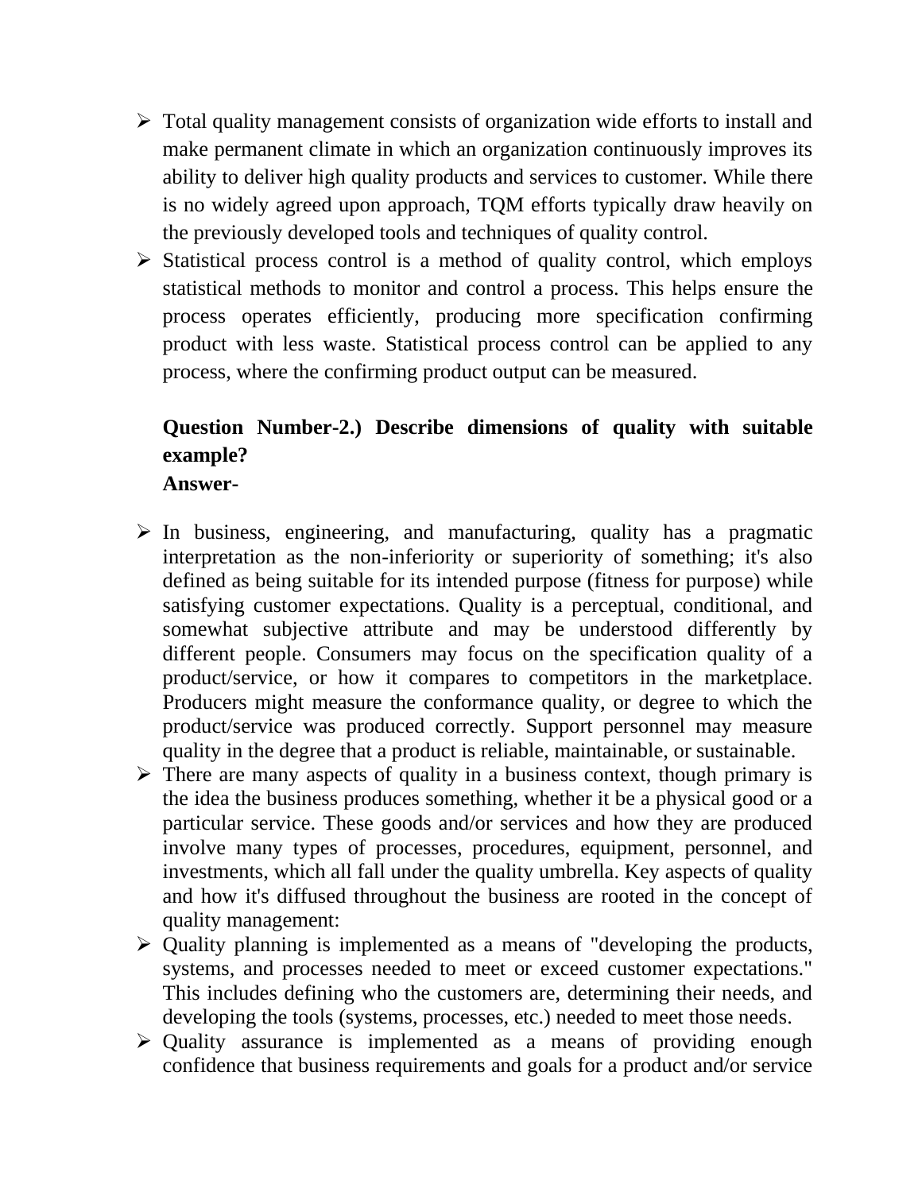- Total quality management consists of organization wide efforts to install and make permanent climate in which an organization continuously improves its ability to deliver high quality products and services to customer. While there is no widely agreed upon approach, TQM efforts typically draw heavily on the previously developed tools and techniques of quality control.
- Statistical process control is a method of quality control, which employs statistical methods to monitor and control a process. This helps ensure the process operates efficiently, producing more specification confirming product with less waste. Statistical process control can be applied to any process, where the confirming product output can be measured.

**Question Number-2.) Describe dimensions of quality with suitable example?**

**Answer-**

- In business, engineering, and manufacturing, quality has a pragmatic interpretation as the non-inferiority or superiority of something; it's also defined as being suitable for its intended purpose (fitness for purpose) while satisfying customer expectations. Quality is a perceptual, conditional, and somewhat subjective attribute and may be understood differently by different people. Consumers may focus on the specification quality of a product/service, or how it compares to competitors in the marketplace. Producers might measure the conformance quality, or degree to which the product/service was produced correctly. Support personnel may measure quality in the degree that a product is reliable, maintainable, or sustainable.
- There are many aspects of quality in a business context, though primary is the idea the business produces something, whether it be a physical good or a particular service. These goods and/or services and how they are produced involve many types of processes, procedures, equipment, personnel, and investments, which all fall under the quality umbrella. Key aspects of quality and how it's diffused throughout the business are rooted in the concept of quality management:
- Quality planning is implemented as a means of "developing the products, systems, and processes needed to meet or exceed customer expectations." This includes defining who the customers are, determining their needs, and developing the tools (systems, processes, etc.) needed to meet those needs.
- Quality assurance is implemented as a means of providing enough confidence that business requirements and goals for a product and/or service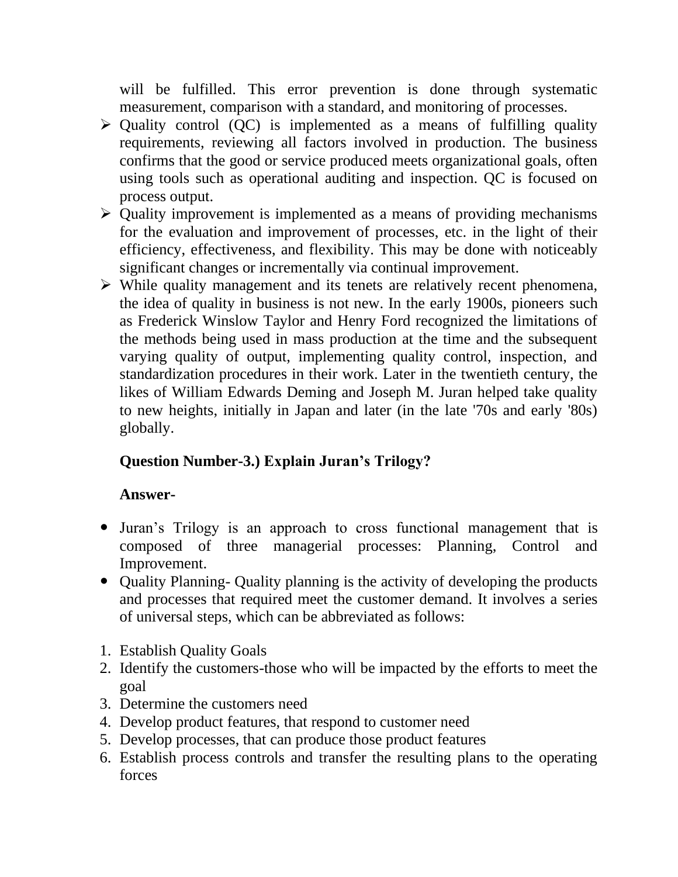will be fulfilled. This error prevention is done through systematic measurement, comparison with a standard, and monitoring of processes.

- Quality control (QC) is implemented as a means of fulfilling quality requirements, reviewing all factors involved in production. The business confirms that the good or service produced meets organizational goals, often using tools such as operational auditing and inspection. QC is focused on process output.
- Quality improvement is implemented as a means of providing mechanisms for the evaluation and improvement of processes, etc. in the light of their efficiency, effectiveness, and flexibility. This may be done with noticeably significant changes or incrementally via continual improvement.
- While quality management and its tenets are relatively recent phenomena, the idea of quality in business is not new. In the early 1900s, pioneers such as Frederick Winslow Taylor and Henry Ford recognized the limitations of the methods being used in mass production at the time and the subsequent varying quality of output, implementing quality control, inspection, and standardization procedures in their work. Later in the twentieth century, the likes of William Edwards Deming and Joseph M. Juran helped take quality to new heights, initially in Japan and later (in the late '70s and early '80s) globally.

**Question Number-3.) Explain Juran's Trilogy?**

**Answer-**

- Juran's Trilogy is an approach to cross functional management that is composed of three managerial processes: Planning, Control and Improvement.
- Quality Planning- Quality planning is the activity of developing the products and processes that required meet the customer demand. It involves a series of universal steps, which can be abbreviated as follows:

1. Establish Quality Goals
2. Identify the customers-those who will be impacted by the efforts to meet the goal
3. Determine the customers need
4. Develop product features, that respond to customer need
5. Develop processes, that can produce those product features
6. Establish process controls and transfer the resulting plans to the operating forces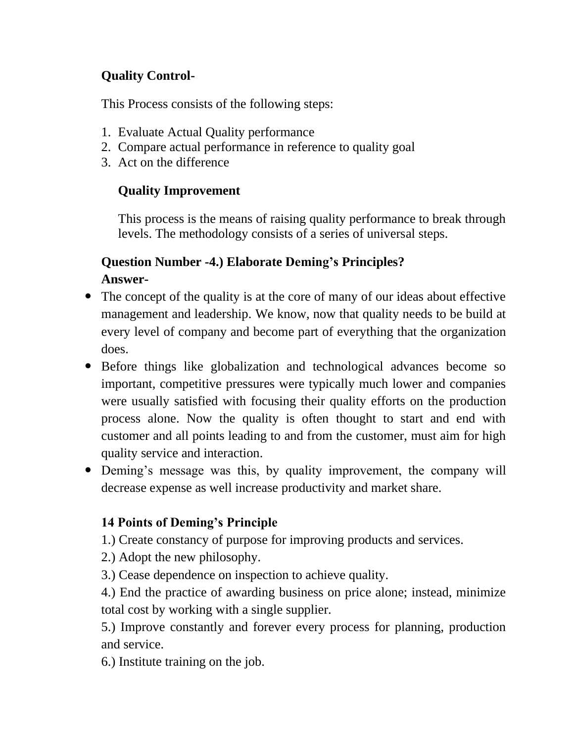**Quality Control-**

This Process consists of the following steps:

1. Evaluate Actual Quality performance
2. Compare actual performance in reference to quality goal
3. Act on the difference

**Quality Improvement**

This process is the means of raising quality performance to break through levels. The methodology consists of a series of universal steps.

**Question Number -4.) Elaborate Deming's Principles?**

**Answer-**

- The concept of the quality is at the core of many of our ideas about effective management and leadership. We know, now that quality needs to be build at every level of company and become part of everything that the organization does.
- Before things like globalization and technological advances become so important, competitive pressures were typically much lower and companies were usually satisfied with focusing their quality efforts on the production process alone. Now the quality is often thought to start and end with customer and all points leading to and from the customer, must aim for high quality service and interaction.
- Deming's message was this, by quality improvement, the company will decrease expense as well increase productivity and market share.

**14 Points of Deming's Principle**

1.) Create constancy of purpose for improving products and services.

2.) Adopt the new philosophy.

3.) Cease dependence on inspection to achieve quality.

4.) End the practice of awarding business on price alone; instead, minimize total cost by working with a single supplier.

5.) Improve constantly and forever every process for planning, production and service.

6.) Institute training on the job.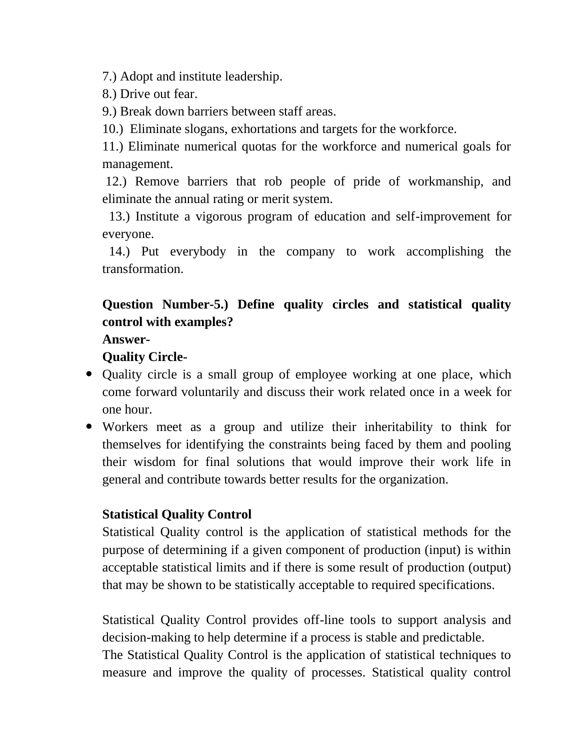7.) Adopt and institute leadership.

8.) Drive out fear.

9.) Break down barriers between staff areas.

10.) Eliminate slogans, exhortations and targets for the workforce.

11.) Eliminate numerical quotas for the workforce and numerical goals for management.

12.) Remove barriers that rob people of pride of workmanship, and eliminate the annual rating or merit system.

13.) Institute a vigorous program of education and self-improvement for everyone.

14.) Put everybody in the company to work accomplishing the transformation.

**Question Number-5.) Define quality circles and statistical quality control with examples?**

**Answer-**

**Quality Circle-**

- Quality circle is a small group of employee working at one place, which come forward voluntarily and discuss their work related once in a week for one hour.
- Workers meet as a group and utilize their inheritability to think for themselves for identifying the constraints being faced by them and pooling their wisdom for final solutions that would improve their work life in general and contribute towards better results for the organization.

**Statistical Quality Control**

Statistical Quality control is the application of statistical methods for the purpose of determining if a given component of production (input) is within acceptable statistical limits and if there is some result of production (output) that may be shown to be statistically acceptable to required specifications.

Statistical Quality Control provides off-line tools to support analysis and decision-making to help determine if a process is stable and predictable.

The Statistical Quality Control is the application of statistical techniques to measure and improve the quality of processes. Statistical quality control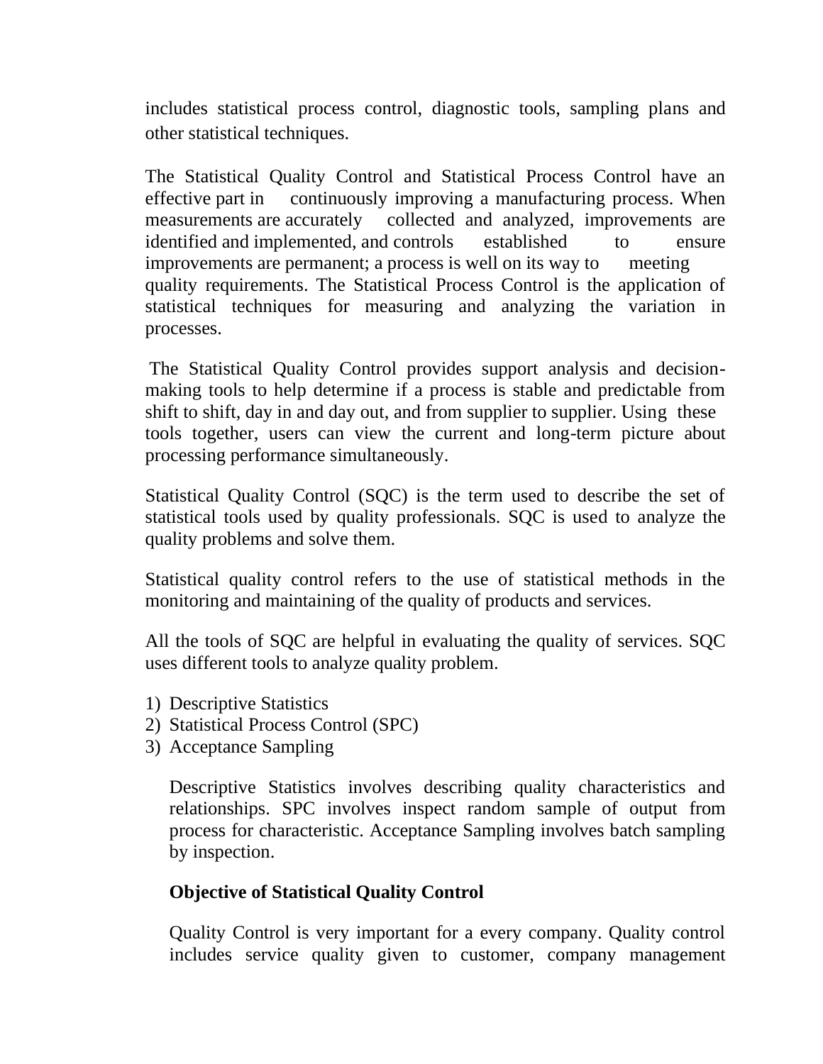includes statistical process control, diagnostic tools, sampling plans and other statistical techniques.

The Statistical Quality Control and Statistical Process Control have an effective part in continuously improving a manufacturing process. When measurements are accurately collected and analyzed, improvements are identified and implemented, and controls established to ensure improvements are permanent; a process is well on its way to meeting quality requirements. The Statistical Process Control is the application of statistical techniques for measuring and analyzing the variation in processes.

The Statistical Quality Control provides support analysis and decision-making tools to help determine if a process is stable and predictable from shift to shift, day in and day out, and from supplier to supplier. Using these tools together, users can view the current and long-term picture about processing performance simultaneously.

Statistical Quality Control (SQC) is the term used to describe the set of statistical tools used by quality professionals. SQC is used to analyze the quality problems and solve them.

Statistical quality control refers to the use of statistical methods in the monitoring and maintaining of the quality of products and services.

All the tools of SQC are helpful in evaluating the quality of services. SQC uses different tools to analyze quality problem.

1) Descriptive Statistics
2) Statistical Process Control (SPC)
3) Acceptance Sampling

Descriptive Statistics involves describing quality characteristics and relationships. SPC involves inspect random sample of output from process for characteristic. Acceptance Sampling involves batch sampling by inspection.

**Objective of Statistical Quality Control**

Quality Control is very important for a every company. Quality control includes service quality given to customer, company management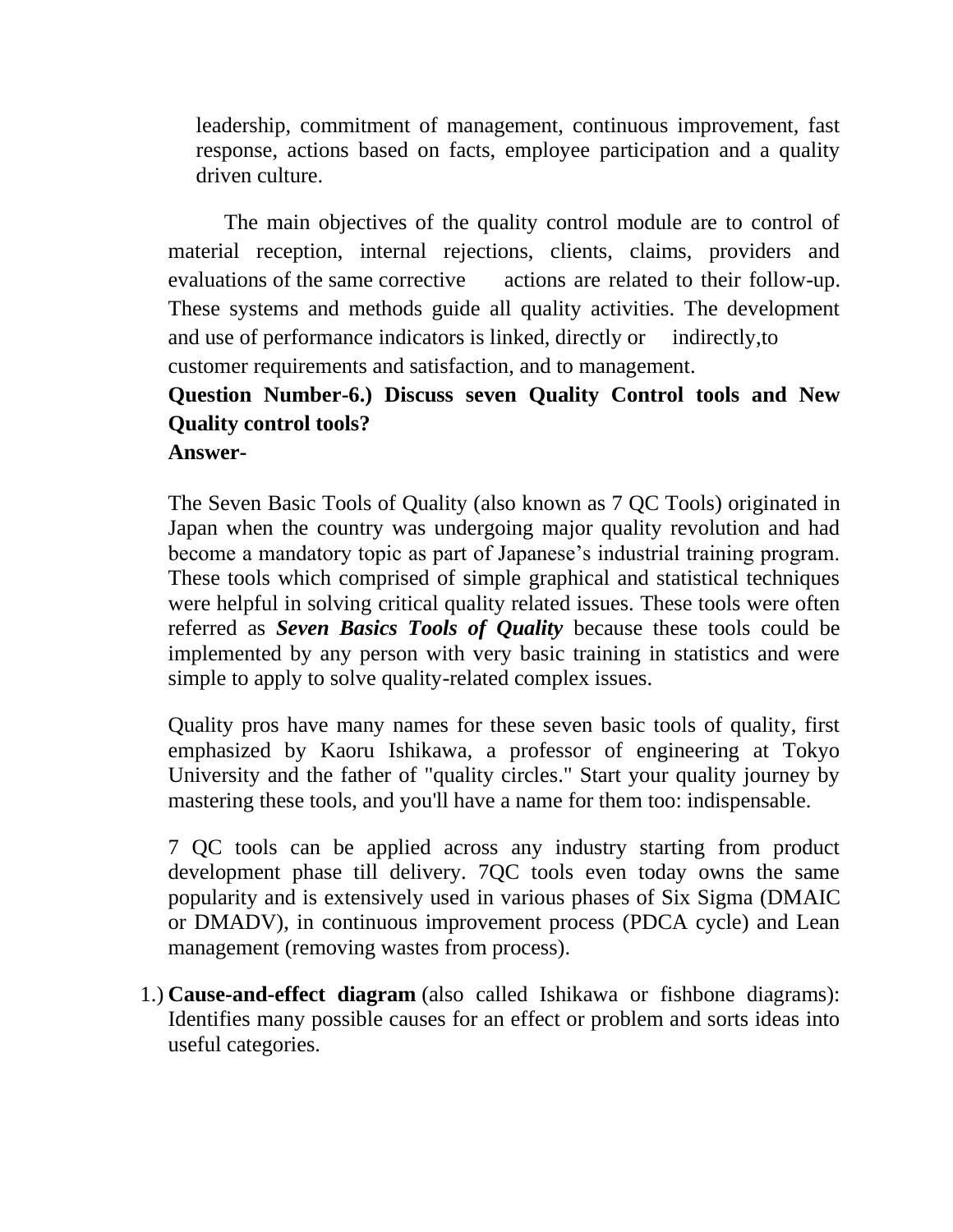leadership, commitment of management, continuous improvement, fast response, actions based on facts, employee participation and a quality driven culture.

The main objectives of the quality control module are to control of material reception, internal rejections, clients, claims, providers and evaluations of the same corrective actions are related to their follow-up. These systems and methods guide all quality activities. The development and use of performance indicators is linked, directly or indirectly,to customer requirements and satisfaction, and to management.

**Question Number-6.) Discuss seven Quality Control tools and New Quality control tools?**

**Answer-**

The Seven Basic Tools of Quality (also known as 7 QC Tools) originated in Japan when the country was undergoing major quality revolution and had become a mandatory topic as part of Japanese's industrial training program. These tools which comprised of simple graphical and statistical techniques were helpful in solving critical quality related issues. These tools were often referred as ***Seven Basics Tools of Quality*** because these tools could be implemented by any person with very basic training in statistics and were simple to apply to solve quality-related complex issues.

Quality pros have many names for these seven basic tools of quality, first emphasized by Kaoru Ishikawa, a professor of engineering at Tokyo University and the father of "quality circles." Start your quality journey by mastering these tools, and you'll have a name for them too: indispensable.

7 QC tools can be applied across any industry starting from product development phase till delivery. 7QC tools even today owns the same popularity and is extensively used in various phases of Six Sigma (DMAIC or DMADV), in continuous improvement process (PDCA cycle) and Lean management (removing wastes from process).

1.) **Cause-and-effect diagram** (also called Ishikawa or fishbone diagrams): Identifies many possible causes for an effect or problem and sorts ideas into useful categories.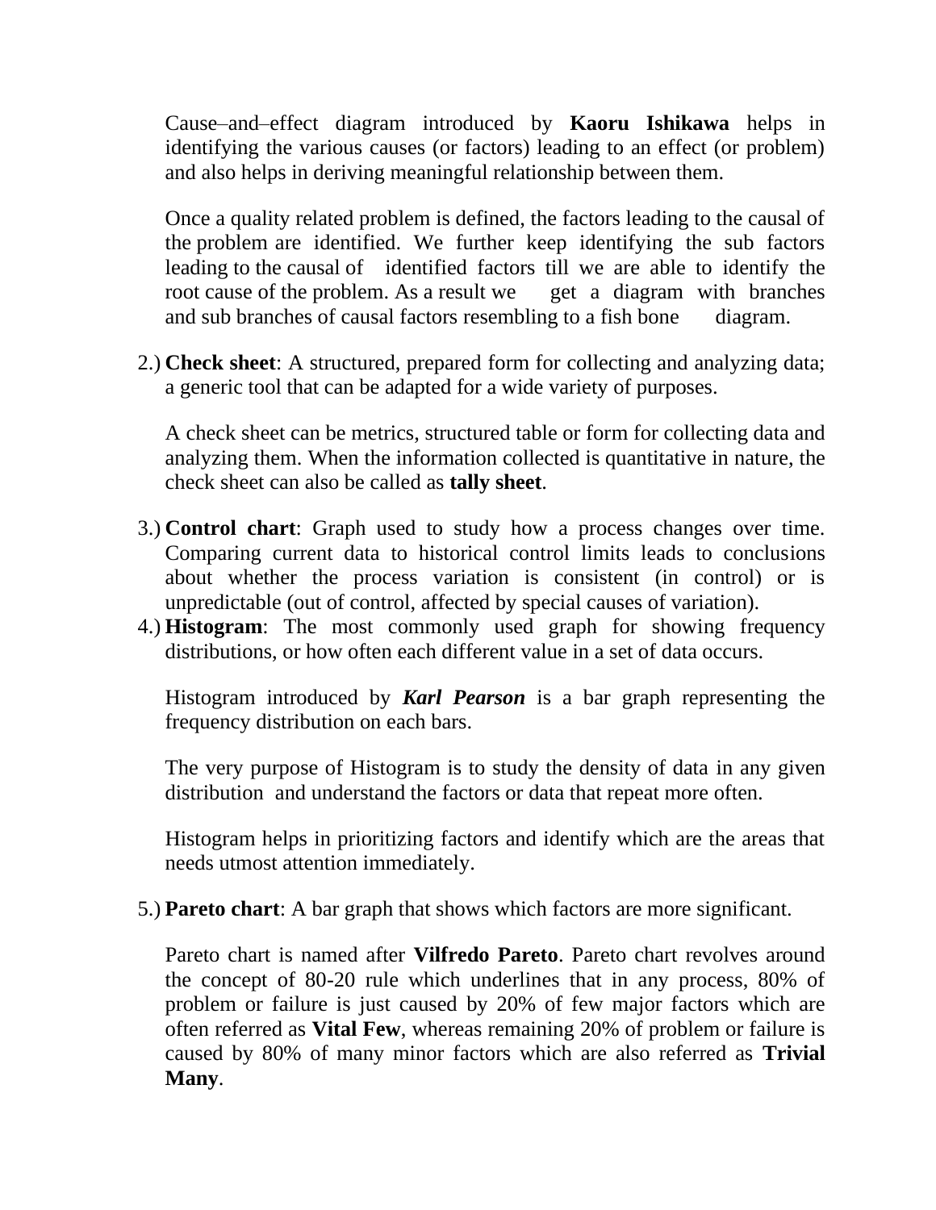Cause–and–effect diagram introduced by **Kaoru Ishikawa** helps in identifying the various causes (or factors) leading to an effect (or problem) and also helps in deriving meaningful relationship between them.

Once a quality related problem is defined, the factors leading to the causal of the problem are identified. We further keep identifying the sub factors leading to the causal of identified factors till we are able to identify the root cause of the problem. As a result we get a diagram with branches and sub branches of causal factors resembling to a fish bone diagram.

2.) **Check sheet**: A structured, prepared form for collecting and analyzing data; a generic tool that can be adapted for a wide variety of purposes.

   A check sheet can be metrics, structured table or form for collecting data and analyzing them. When the information collected is quantitative in nature, the check sheet can also be called as **tally sheet**.

3.) **Control chart**: Graph used to study how a process changes over time. Comparing current data to historical control limits leads to conclusions about whether the process variation is consistent (in control) or is unpredictable (out of control, affected by special causes of variation).

4.) **Histogram**: The most commonly used graph for showing frequency distributions, or how often each different value in a set of data occurs.

   Histogram introduced by ***Karl Pearson*** is a bar graph representing the frequency distribution on each bars.

   The very purpose of Histogram is to study the density of data in any given distribution and understand the factors or data that repeat more often.

   Histogram helps in prioritizing factors and identify which are the areas that needs utmost attention immediately.

5.) **Pareto chart**: A bar graph that shows which factors are more significant.

   Pareto chart is named after **Vilfredo Pareto**. Pareto chart revolves around the concept of 80-20 rule which underlines that in any process, 80% of problem or failure is just caused by 20% of few major factors which are often referred as **Vital Few**, whereas remaining 20% of problem or failure is caused by 80% of many minor factors which are also referred as **Trivial Many**.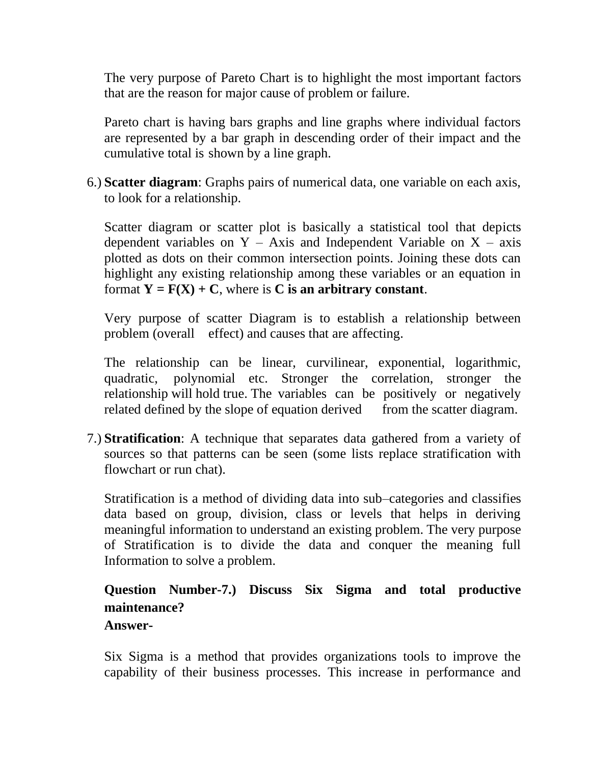The very purpose of Pareto Chart is to highlight the most important factors that are the reason for major cause of problem or failure.

Pareto chart is having bars graphs and line graphs where individual factors are represented by a bar graph in descending order of their impact and the cumulative total is shown by a line graph.

6.) **Scatter diagram**: Graphs pairs of numerical data, one variable on each axis, to look for a relationship.

Scatter diagram or scatter plot is basically a statistical tool that depicts dependent variables on Y – Axis and Independent Variable on X – axis plotted as dots on their common intersection points. Joining these dots can highlight any existing relationship among these variables or an equation in format **$Y = F(X) + C$**, where is **C is an arbitrary constant**.

Very purpose of scatter Diagram is to establish a relationship between problem (overall effect) and causes that are affecting.

The relationship can be linear, curvilinear, exponential, logarithmic, quadratic, polynomial etc. Stronger the correlation, stronger the relationship will hold true. The variables can be positively or negatively related defined by the slope of equation derived from the scatter diagram.

7.) **Stratification**: A technique that separates data gathered from a variety of sources so that patterns can be seen (some lists replace stratification with flowchart or run chat).

Stratification is a method of dividing data into sub–categories and classifies data based on group, division, class or levels that helps in deriving meaningful information to understand an existing problem. The very purpose of Stratification is to divide the data and conquer the meaning full Information to solve a problem.

**Question Number-7.) Discuss Six Sigma and total productive maintenance?**

**Answer-**

Six Sigma is a method that provides organizations tools to improve the capability of their business processes. This increase in performance and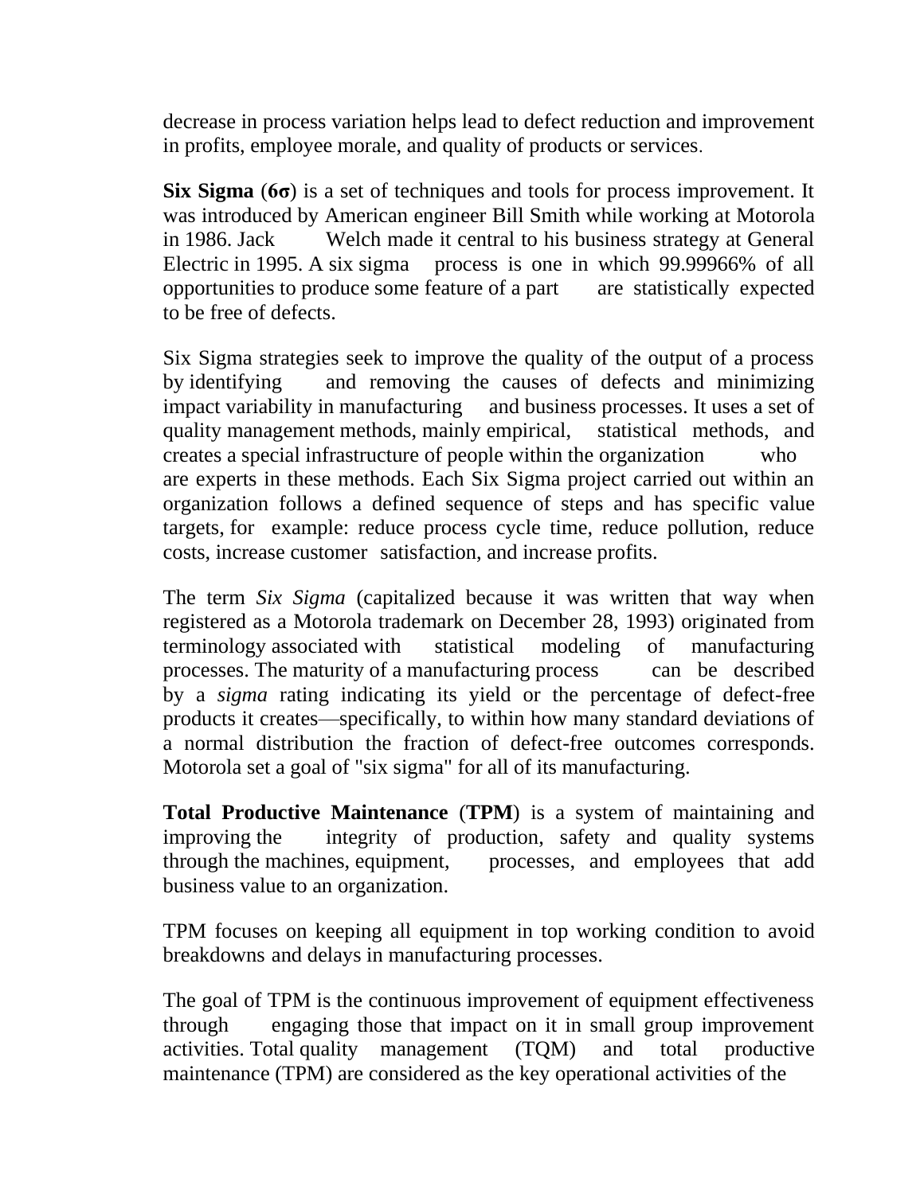decrease in process variation helps lead to defect reduction and improvement in profits, employee morale, and quality of products or services.

**Six Sigma** (**6σ**) is a set of techniques and tools for process improvement. It was introduced by American engineer Bill Smith while working at Motorola in 1986. Jack Welch made it central to his business strategy at General Electric in 1995. A six sigma process is one in which 99.99966% of all opportunities to produce some feature of a part are statistically expected to be free of defects.

Six Sigma strategies seek to improve the quality of the output of a process by identifying and removing the causes of defects and minimizing impact variability in manufacturing and business processes. It uses a set of quality management methods, mainly empirical, statistical methods, and creates a special infrastructure of people within the organization who are experts in these methods. Each Six Sigma project carried out within an organization follows a defined sequence of steps and has specific value targets, for example: reduce process cycle time, reduce pollution, reduce costs, increase customer satisfaction, and increase profits.

The term *Six Sigma* (capitalized because it was written that way when registered as a Motorola trademark on December 28, 1993) originated from terminology associated with statistical modeling of manufacturing processes. The maturity of a manufacturing process can be described by a *sigma* rating indicating its yield or the percentage of defect-free products it creates—specifically, to within how many standard deviations of a normal distribution the fraction of defect-free outcomes corresponds. Motorola set a goal of "six sigma" for all of its manufacturing.

**Total Productive Maintenance** (**TPM**) is a system of maintaining and improving the integrity of production, safety and quality systems through the machines, equipment, processes, and employees that add business value to an organization.

TPM focuses on keeping all equipment in top working condition to avoid breakdowns and delays in manufacturing processes.

The goal of TPM is the continuous improvement of equipment effectiveness through engaging those that impact on it in small group improvement activities. Total quality management (TQM) and total productive maintenance (TPM) are considered as the key operational activities of the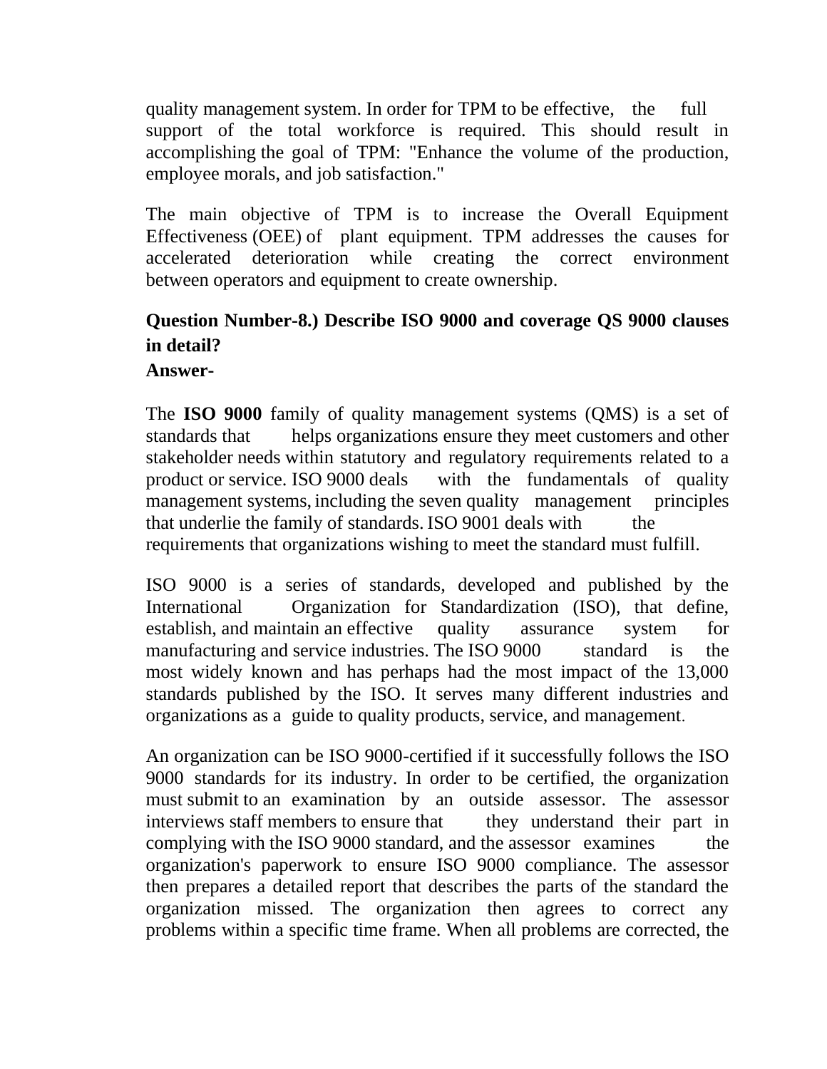quality management system. In order for TPM to be effective, the full support of the total workforce is required. This should result in accomplishing the goal of TPM: "Enhance the volume of the production, employee morals, and job satisfaction."

The main objective of TPM is to increase the Overall Equipment Effectiveness (OEE) of plant equipment. TPM addresses the causes for accelerated deterioration while creating the correct environment between operators and equipment to create ownership.

**Question Number-8.) Describe ISO 9000 and coverage QS 9000 clauses in detail?**
**Answer-**

The **ISO 9000** family of quality management systems (QMS) is a set of standards that helps organizations ensure they meet customers and other stakeholder needs within statutory and regulatory requirements related to a product or service. ISO 9000 deals with the fundamentals of quality management systems, including the seven quality management principles that underlie the family of standards. ISO 9001 deals with the requirements that organizations wishing to meet the standard must fulfill.

ISO 9000 is a series of standards, developed and published by the International Organization for Standardization (ISO), that define, establish, and maintain an effective quality assurance system for manufacturing and service industries. The ISO 9000 standard is the most widely known and has perhaps had the most impact of the 13,000 standards published by the ISO. It serves many different industries and organizations as a guide to quality products, service, and management.

An organization can be ISO 9000-certified if it successfully follows the ISO 9000 standards for its industry. In order to be certified, the organization must submit to an examination by an outside assessor. The assessor interviews staff members to ensure that they understand their part in complying with the ISO 9000 standard, and the assessor examines the organization's paperwork to ensure ISO 9000 compliance. The assessor then prepares a detailed report that describes the parts of the standard the organization missed. The organization then agrees to correct any problems within a specific time frame. When all problems are corrected, the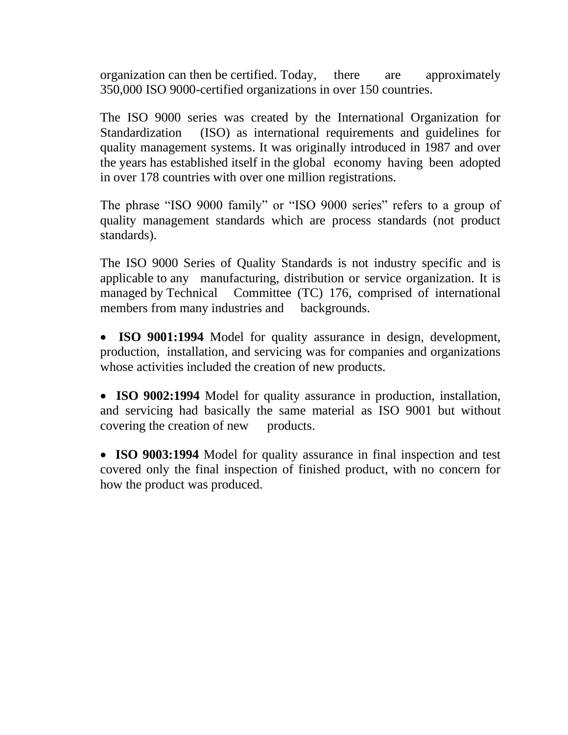organization can then be certified. Today, there are approximately 350,000 ISO 9000-certified organizations in over 150 countries.

The ISO 9000 series was created by the International Organization for Standardization (ISO) as international requirements and guidelines for quality management systems. It was originally introduced in 1987 and over the years has established itself in the global economy having been adopted in over 178 countries with over one million registrations.

The phrase "ISO 9000 family" or "ISO 9000 series" refers to a group of quality management standards which are process standards (not product standards).

The ISO 9000 Series of Quality Standards is not industry specific and is applicable to any manufacturing, distribution or service organization. It is managed by Technical Committee (TC) 176, comprised of international members from many industries and backgrounds.

- **ISO 9001:1994** Model for quality assurance in design, development, production, installation, and servicing was for companies and organizations whose activities included the creation of new products.

- **ISO 9002:1994** Model for quality assurance in production, installation, and servicing had basically the same material as ISO 9001 but without covering the creation of new products.

- **ISO 9003:1994** Model for quality assurance in final inspection and test covered only the final inspection of finished product, with no concern for how the product was produced.